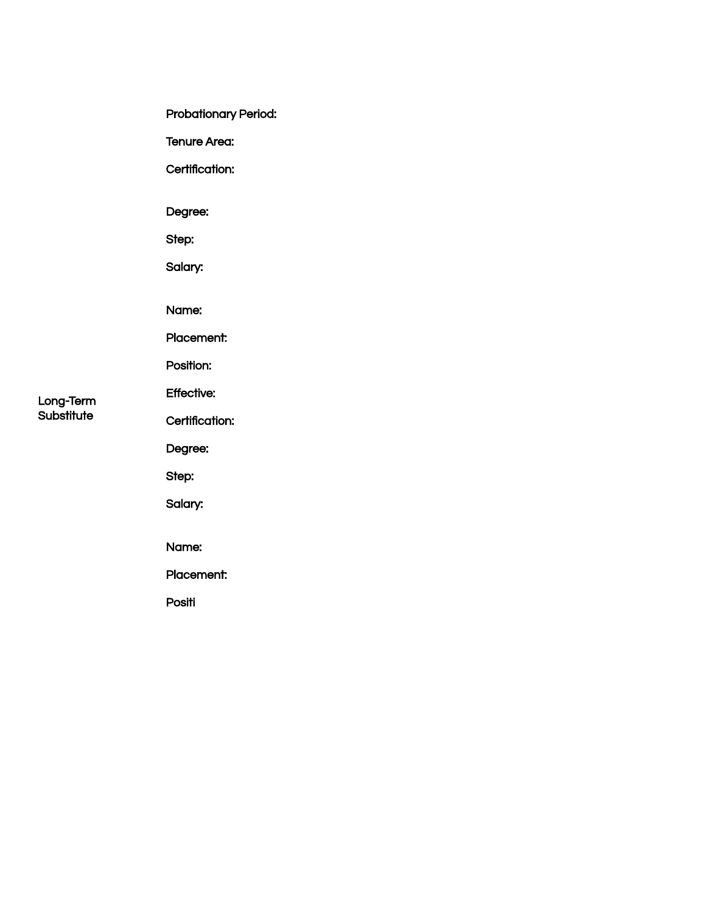Probationary Period:

Tenure Area:

Certification:

Degree:

Step:

Salary:

| | |
|---|---|
| Long-Term Substitute | Name:<br>Placement:<br>Position:<br>Effective:<br>Certification:<br>Degree:<br>Step:<br>Salary: |

Name:

Placement:

Positi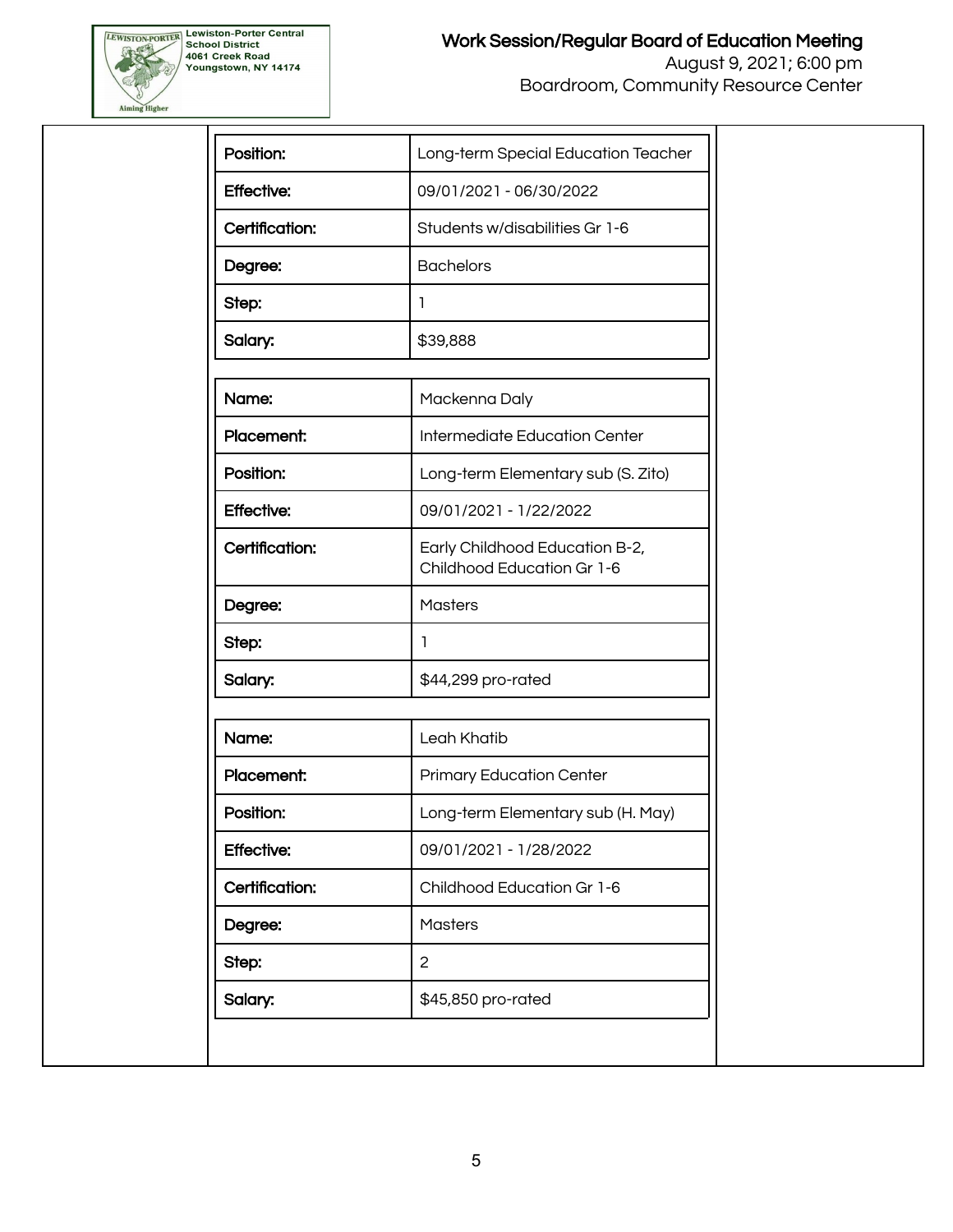| Position: | Long-term Special Education Teacher |
|---|---|
| Effective: | 09/01/2021 - 06/30/2022 |
| Certification: | Students w/disabilities Gr 1-6 |
| Degree: | Bachelors |
| Step: | 1 |
| Salary: | $39,888 |

| Name: | Mackenna Daly |
|---|---|
| Placement: | Intermediate Education Center |
| Position: | Long-term Elementary sub (S. Zito) |
| Effective: | 09/01/2021 - 1/22/2022 |
| Certification: | Early Childhood Education B-2, Childhood Education Gr 1-6 |
| Degree: | Masters |
| Step: | 1 |
| Salary: | $44,299 pro-rated |

| Name: | Leah Khatib |
|---|---|
| Placement: | Primary Education Center |
| Position: | Long-term Elementary sub (H. May) |
| Effective: | 09/01/2021 - 1/28/2022 |
| Certification: | Childhood Education Gr 1-6 |
| Degree: | Masters |
| Step: | 2 |
| Salary: | $45,850 pro-rated |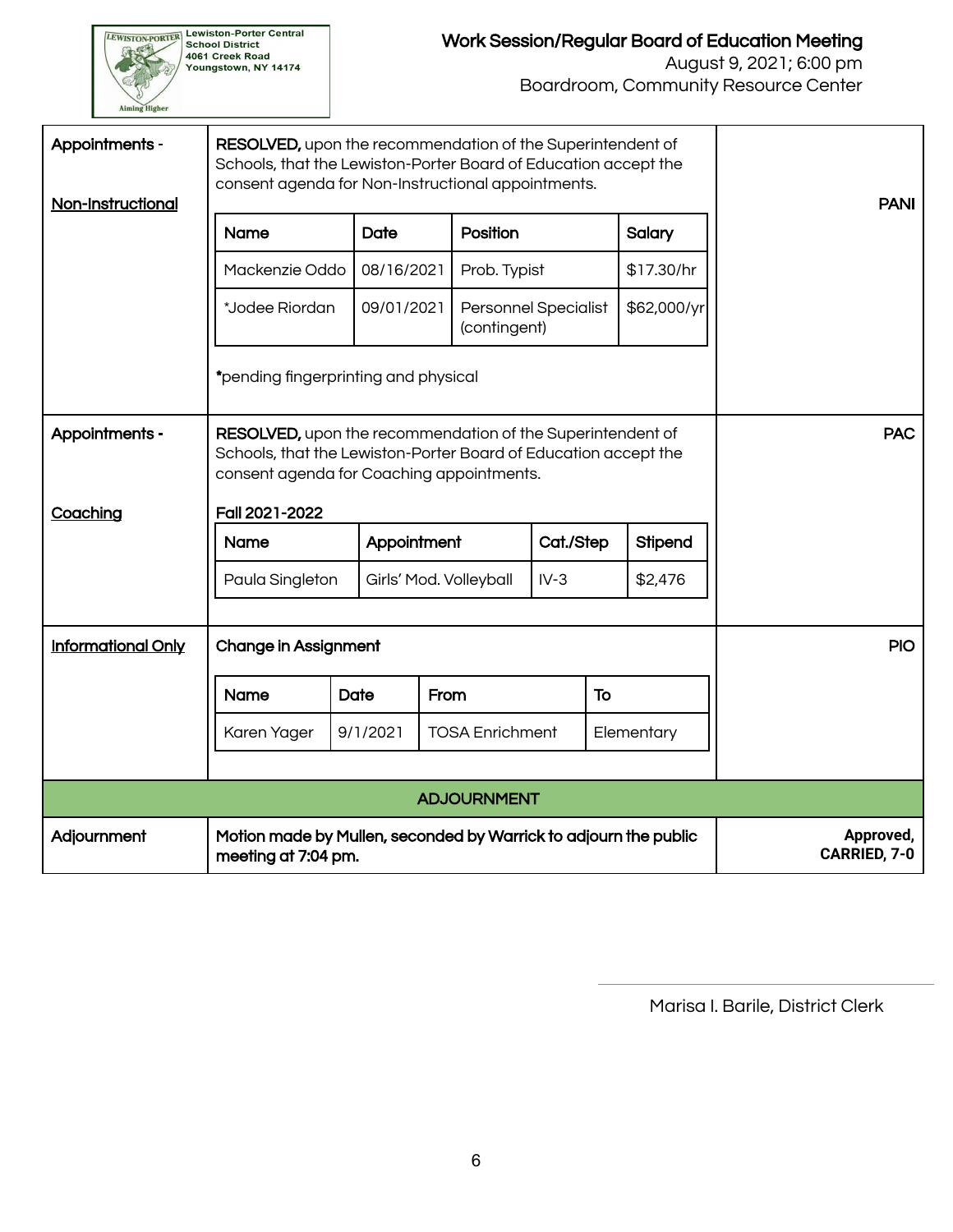| | | |
|---|---|---|
| **Appointments -** <br><br> **Non-Instructional** | **RESOLVED,** upon the recommendation of the Superintendent of Schools, that the Lewiston-Porter Board of Education accept the consent agenda for Non-Instructional appointments. <br><br> Name: Mackenzie Oddo; Date: 08/16/2021; Position: Prob. Typist; Salary: $17.30/hr <br> Name: *Jodee Riordan; Date: 09/01/2021; Position: Personnel Specialist (contingent); Salary: $62,000/yr <br><br> *pending fingerprinting and physical | **PANI** |
| **Appointments -** <br><br> **Coaching** | **RESOLVED,** upon the recommendation of the Superintendent of Schools, that the Lewiston-Porter Board of Education accept the consent agenda for Coaching appointments. <br><br> **Fall 2021-2022** <br> Name: Paula Singleton; Appointment: Girls' Mod. Volleyball; Cat./Step: IV-3; Stipend: $2,476 | **PAC** |
| **Informational Only** | **Change in Assignment** <br><br> Name: Karen Yager; Date: 9/1/2021; From: TOSA Enrichment; To: Elementary | **PIO** |
| | **ADJOURNMENT** | |
| **Adjournment** | **Motion made by Mullen, seconded by Warrick to adjourn the public meeting at 7:04 pm.** | **Approved, CARRIED, 7-0** |

Non-Instructional appointments:

| Name | Date | Position | Salary |
|---|---|---|---|
| Mackenzie Oddo | 08/16/2021 | Prob. Typist | $17.30/hr |
| *Jodee Riordan | 09/01/2021 | Personnel Specialist (contingent) | $62,000/yr |

Coaching appointments, Fall 2021-2022:

| Name | Appointment | Cat./Step | Stipend |
|---|---|---|---|
| Paula Singleton | Girls' Mod. Volleyball | IV-3 | $2,476 |

Change in Assignment:

| Name | Date | From | To |
|---|---|---|---|
| Karen Yager | 9/1/2021 | TOSA Enrichment | Elementary |

Marisa I. Barile, District Clerk